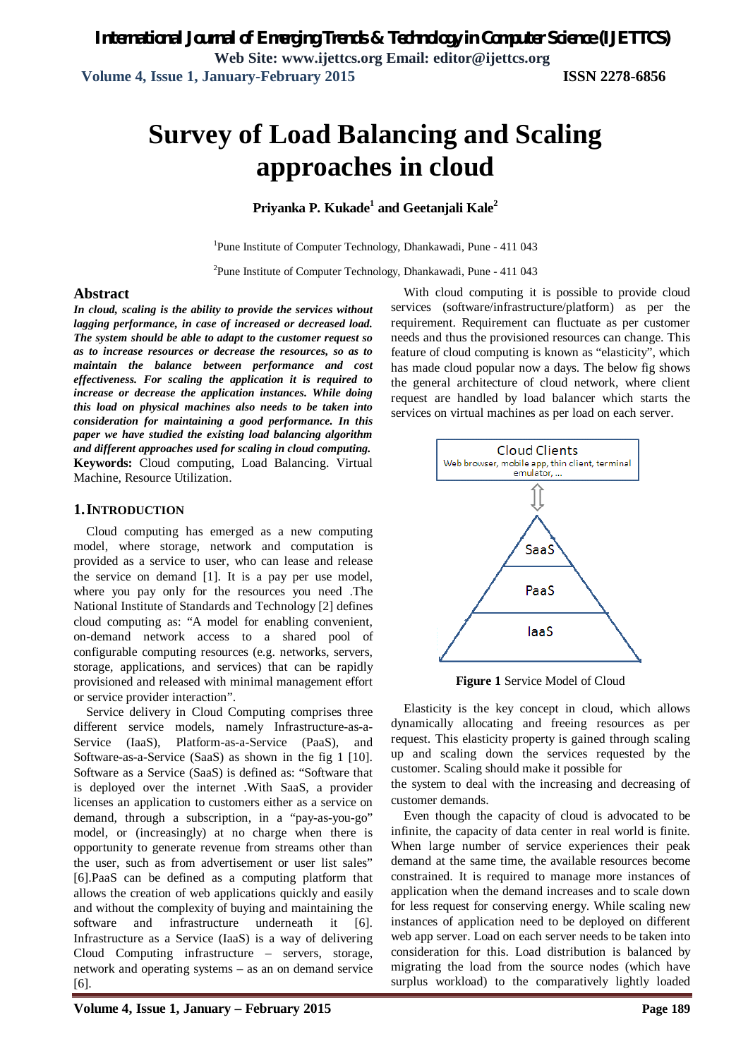# Survey of Load Balancing and Scaling approaches in cloud

**Priyanka P. Kukade[1] and Geetanjali Kale[2]**

[1]Pune Institute of Computer Technology, Dhankawadi, Pune - 411 043

[2]Pune Institute of Computer Technology, Dhankawadi, Pune - 411 043

## Abstract

***In cloud, scaling is the ability to provide the services without lagging performance, in case of increased or decreased load. The system should be able to adapt to the customer request so as to increase resources or decrease the resources, so as to maintain the balance between performance and cost effectiveness. For scaling the application it is required to increase or decrease the application instances. While doing this load on physical machines also needs to be taken into consideration for maintaining a good performance. In this paper we have studied the existing load balancing algorithm and different approaches used for scaling in cloud computing.***

**Keywords:** Cloud computing, Load Balancing. Virtual Machine, Resource Utilization.

## 1. INTRODUCTION

Cloud computing has emerged as a new computing model, where storage, network and computation is provided as a service to user, who can lease and release the service on demand [1]. It is a pay per use model, where you pay only for the resources you need .The National Institute of Standards and Technology [2] defines cloud computing as: "A model for enabling convenient, on-demand network access to a shared pool of configurable computing resources (e.g. networks, servers, storage, applications, and services) that can be rapidly provisioned and released with minimal management effort or service provider interaction".

Service delivery in Cloud Computing comprises three different service models, namely Infrastructure-as-a-Service (IaaS), Platform-as-a-Service (PaaS), and Software-as-a-Service (SaaS) as shown in the fig 1 [10]. Software as a Service (SaaS) is defined as: "Software that is deployed over the internet .With SaaS, a provider licenses an application to customers either as a service on demand, through a subscription, in a "pay-as-you-go" model, or (increasingly) at no charge when there is opportunity to generate revenue from streams other than the user, such as from advertisement or user list sales" [6].PaaS can be defined as a computing platform that allows the creation of web applications quickly and easily and without the complexity of buying and maintaining the software and infrastructure underneath it [6]. Infrastructure as a Service (IaaS) is a way of delivering Cloud Computing infrastructure – servers, storage, network and operating systems – as an on demand service [6].

With cloud computing it is possible to provide cloud services (software/infrastructure/platform) as per the requirement. Requirement can fluctuate as per customer needs and thus the provisioned resources can change. This feature of cloud computing is known as "elasticity", which has made cloud popular now a days. The below fig shows the general architecture of cloud network, where client request are handled by load balancer which starts the services on virtual machines as per load on each server.

Cloud Clients
Web browser, mobile app, thin client, terminal emulator, ...

SaaS
PaaS
IaaS

**Figure 1** Service Model of Cloud

Elasticity is the key concept in cloud, which allows dynamically allocating and freeing resources as per request. This elasticity property is gained through scaling up and scaling down the services requested by the customer. Scaling should make it possible for the system to deal with the increasing and decreasing of customer demands.

Even though the capacity of cloud is advocated to be infinite, the capacity of data center in real world is finite. When large number of service experiences their peak demand at the same time, the available resources become constrained. It is required to manage more instances of application when the demand increases and to scale down for less request for conserving energy. While scaling new instances of application need to be deployed on different web app server. Load on each server needs to be taken into consideration for this. Load distribution is balanced by migrating the load from the source nodes (which have surplus workload) to the comparatively lightly loaded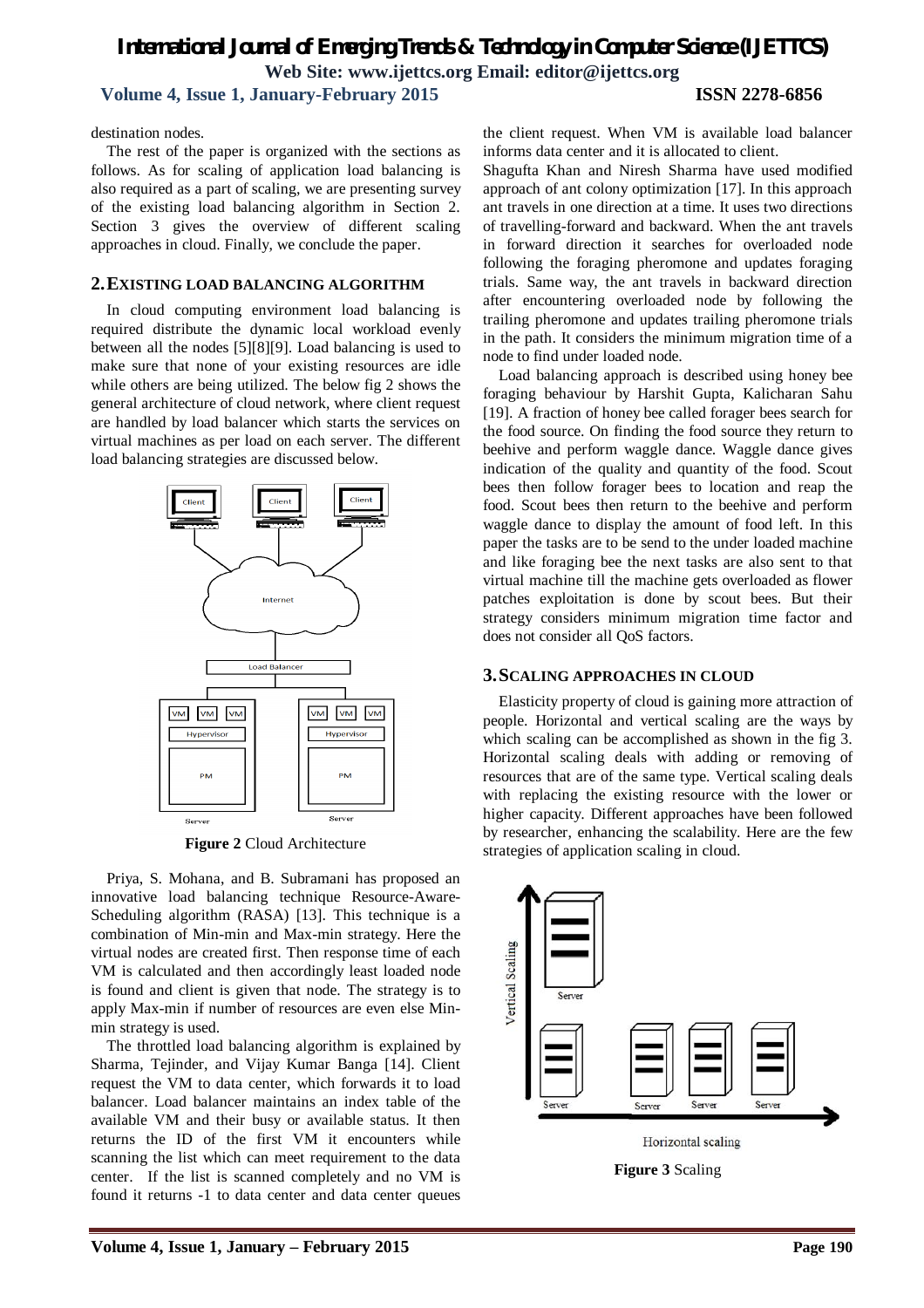destination nodes.

The rest of the paper is organized with the sections as follows. As for scaling of application load balancing is also required as a part of scaling, we are presenting survey of the existing load balancing algorithm in Section 2. Section 3 gives the overview of different scaling approaches in cloud. Finally, we conclude the paper.

## 2. EXISTING LOAD BALANCING ALGORITHM

In cloud computing environment load balancing is required distribute the dynamic local workload evenly between all the nodes [5][8][9]. Load balancing is used to make sure that none of your existing resources are idle while others are being utilized. The below fig 2 shows the general architecture of cloud network, where client request are handled by load balancer which starts the services on virtual machines as per load on each server. The different load balancing strategies are discussed below.

**Figure 2** Cloud Architecture

Priya, S. Mohana, and B. Subramani has proposed an innovative load balancing technique Resource-Aware-Scheduling algorithm (RASA) [13]. This technique is a combination of Min-min and Max-min strategy. Here the virtual nodes are created first. Then response time of each VM is calculated and then accordingly least loaded node is found and client is given that node. The strategy is to apply Max-min if number of resources are even else Min-min strategy is used.

The throttled load balancing algorithm is explained by Sharma, Tejinder, and Vijay Kumar Banga [14]. Client request the VM to data center, which forwards it to load balancer. Load balancer maintains an index table of the available VM and their busy or available status. It then returns the ID of the first VM it encounters while scanning the list which can meet requirement to the data center. If the list is scanned completely and no VM is found it returns -1 to data center and data center queues the client request. When VM is available load balancer informs data center and it is allocated to client.

Shagufta Khan and Niresh Sharma have used modified approach of ant colony optimization [17]. In this approach ant travels in one direction at a time. It uses two directions of travelling-forward and backward. When the ant travels in forward direction it searches for overloaded node following the foraging pheromone and updates foraging trials. Same way, the ant travels in backward direction after encountering overloaded node by following the trailing pheromone and updates trailing pheromone trials in the path. It considers the minimum migration time of a node to find under loaded node.

Load balancing approach is described using honey bee foraging behaviour by Harshit Gupta, Kalicharan Sahu [19]. A fraction of honey bee called forager bees search for the food source. On finding the food source they return to beehive and perform waggle dance. Waggle dance gives indication of the quality and quantity of the food. Scout bees then follow forager bees to location and reap the food. Scout bees then return to the beehive and perform waggle dance to display the amount of food left. In this paper the tasks are to be send to the under loaded machine and like foraging bee the next tasks are also sent to that virtual machine till the machine gets overloaded as flower patches exploitation is done by scout bees. But their strategy considers minimum migration time factor and does not consider all QoS factors.

## 3. SCALING APPROACHES IN CLOUD

Elasticity property of cloud is gaining more attraction of people. Horizontal and vertical scaling are the ways by which scaling can be accomplished as shown in the fig 3. Horizontal scaling deals with adding or removing of resources that are of the same type. Vertical scaling deals with replacing the existing resource with the lower or higher capacity. Different approaches have been followed by researcher, enhancing the scalability. Here are the few strategies of application scaling in cloud.

**Figure 3** Scaling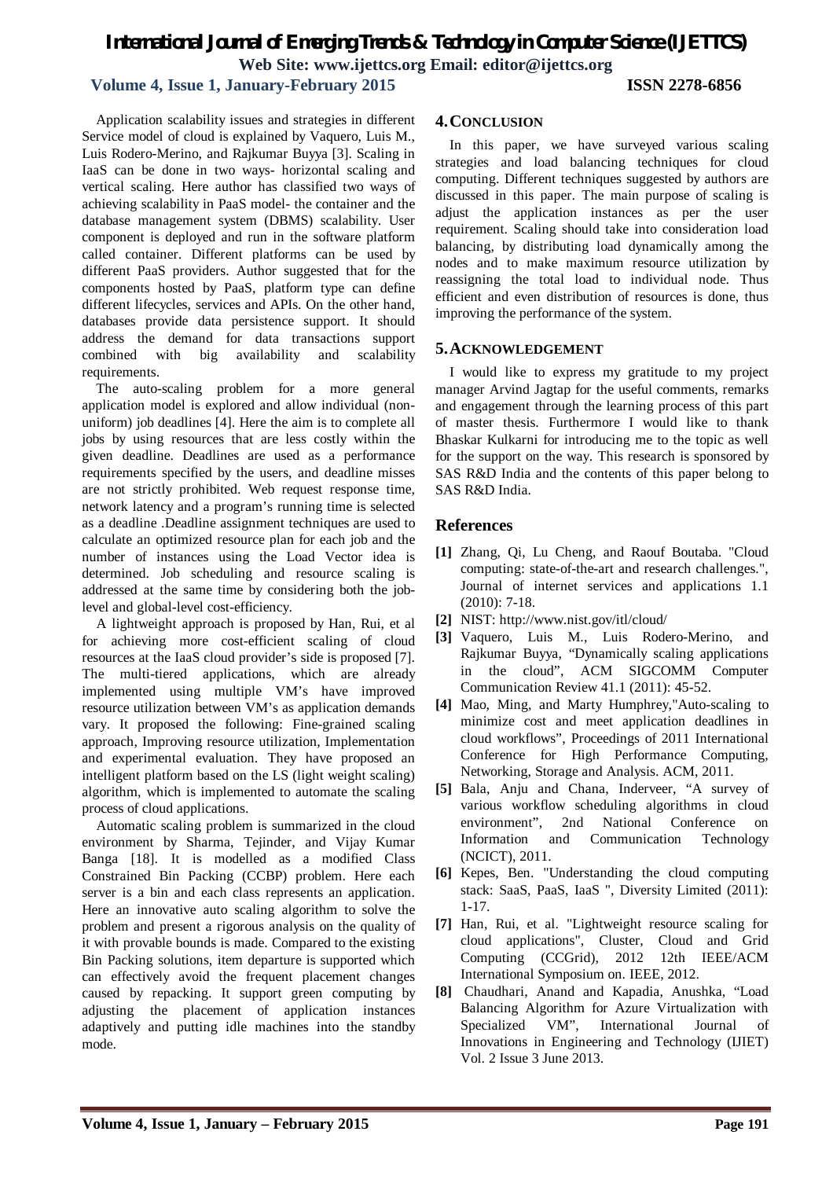Application scalability issues and strategies in different Service model of cloud is explained by Vaquero, Luis M., Luis Rodero-Merino, and Rajkumar Buyya [3]. Scaling in IaaS can be done in two ways- horizontal scaling and vertical scaling. Here author has classified two ways of achieving scalability in PaaS model- the container and the database management system (DBMS) scalability. User component is deployed and run in the software platform called container. Different platforms can be used by different PaaS providers. Author suggested that for the components hosted by PaaS, platform type can define different lifecycles, services and APIs. On the other hand, databases provide data persistence support. It should address the demand for data transactions support combined with big availability and scalability requirements.

The auto-scaling problem for a more general application model is explored and allow individual (non-uniform) job deadlines [4]. Here the aim is to complete all jobs by using resources that are less costly within the given deadline. Deadlines are used as a performance requirements specified by the users, and deadline misses are not strictly prohibited. Web request response time, network latency and a program's running time is selected as a deadline .Deadline assignment techniques are used to calculate an optimized resource plan for each job and the number of instances using the Load Vector idea is determined. Job scheduling and resource scaling is addressed at the same time by considering both the job-level and global-level cost-efficiency.

A lightweight approach is proposed by Han, Rui, et al for achieving more cost-efficient scaling of cloud resources at the IaaS cloud provider's side is proposed [7]. The multi-tiered applications, which are already implemented using multiple VM's have improved resource utilization between VM's as application demands vary. It proposed the following: Fine-grained scaling approach, Improving resource utilization, Implementation and experimental evaluation. They have proposed an intelligent platform based on the LS (light weight scaling) algorithm, which is implemented to automate the scaling process of cloud applications.

Automatic scaling problem is summarized in the cloud environment by Sharma, Tejinder, and Vijay Kumar Banga [18]. It is modelled as a modified Class Constrained Bin Packing (CCBP) problem. Here each server is a bin and each class represents an application. Here an innovative auto scaling algorithm to solve the problem and present a rigorous analysis on the quality of it with provable bounds is made. Compared to the existing Bin Packing solutions, item departure is supported which can effectively avoid the frequent placement changes caused by repacking. It support green computing by adjusting the placement of application instances adaptively and putting idle machines into the standby mode.

## 4. Conclusion

In this paper, we have surveyed various scaling strategies and load balancing techniques for cloud computing. Different techniques suggested by authors are discussed in this paper. The main purpose of scaling is adjust the application instances as per the user requirement. Scaling should take into consideration load balancing, by distributing load dynamically among the nodes and to make maximum resource utilization by reassigning the total load to individual node. Thus efficient and even distribution of resources is done, thus improving the performance of the system.

## 5. Acknowledgement

I would like to express my gratitude to my project manager Arvind Jagtap for the useful comments, remarks and engagement through the learning process of this part of master thesis. Furthermore I would like to thank Bhaskar Kulkarni for introducing me to the topic as well for the support on the way. This research is sponsored by SAS R&D India and the contents of this paper belong to SAS R&D India.

## References

**[1]** Zhang, Qi, Lu Cheng, and Raouf Boutaba. "Cloud computing: state-of-the-art and research challenges.", Journal of internet services and applications 1.1 (2010): 7-18.

**[2]** NIST: http://www.nist.gov/itl/cloud/

**[3]** Vaquero, Luis M., Luis Rodero-Merino, and Rajkumar Buyya, "Dynamically scaling applications in the cloud", ACM SIGCOMM Computer Communication Review 41.1 (2011): 45-52.

**[4]** Mao, Ming, and Marty Humphrey,"Auto-scaling to minimize cost and meet application deadlines in cloud workflows", Proceedings of 2011 International Conference for High Performance Computing, Networking, Storage and Analysis. ACM, 2011.

**[5]** Bala, Anju and Chana, Inderveer, "A survey of various workflow scheduling algorithms in cloud environment", 2nd National Conference on Information and Communication Technology (NCICT), 2011.

**[6]** Kepes, Ben. "Understanding the cloud computing stack: SaaS, PaaS, IaaS ", Diversity Limited (2011): 1-17.

**[7]** Han, Rui, et al. "Lightweight resource scaling for cloud applications", Cluster, Cloud and Grid Computing (CCGrid), 2012 12th IEEE/ACM International Symposium on. IEEE, 2012.

**[8]** Chaudhari, Anand and Kapadia, Anushka, "Load Balancing Algorithm for Azure Virtualization with Specialized VM", International Journal of Innovations in Engineering and Technology (IJIET) Vol. 2 Issue 3 June 2013.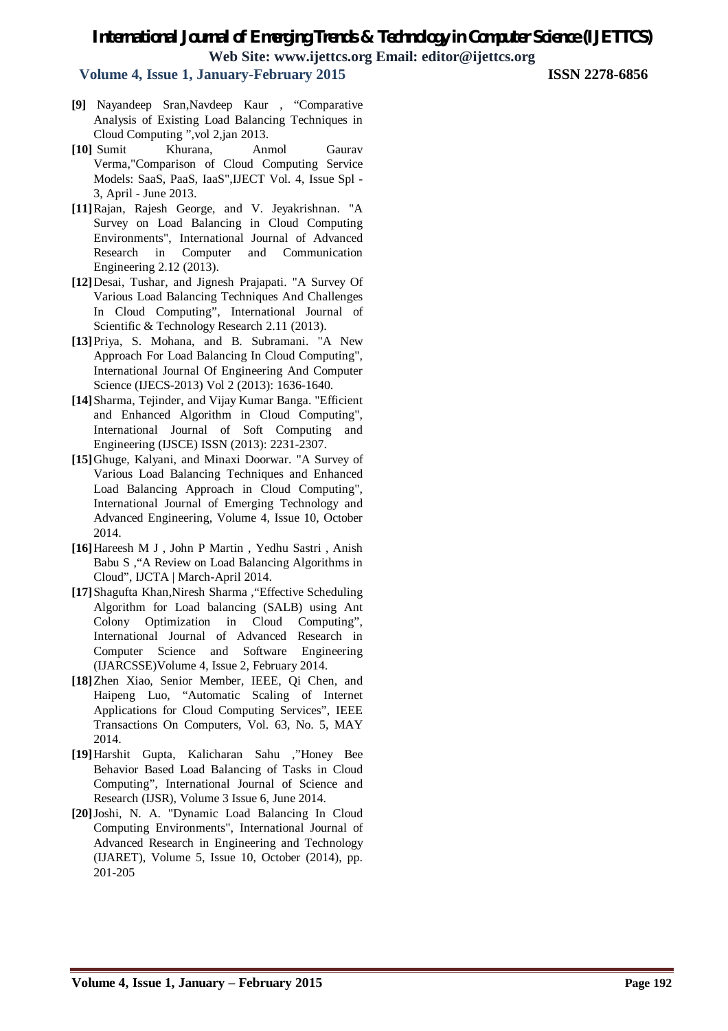**[9]** Nayandeep Sran,Navdeep Kaur , "Comparative Analysis of Existing Load Balancing Techniques in Cloud Computing ",vol 2,jan 2013.

**[10]** Sumit Khurana, Anmol Gaurav Verma,"Comparison of Cloud Computing Service Models: SaaS, PaaS, IaaS",IJECT Vol. 4, Issue Spl - 3, April - June 2013.

**[11]** Rajan, Rajesh George, and V. Jeyakrishnan. "A Survey on Load Balancing in Cloud Computing Environments", International Journal of Advanced Research in Computer and Communication Engineering 2.12 (2013).

**[12]** Desai, Tushar, and Jignesh Prajapati. "A Survey Of Various Load Balancing Techniques And Challenges In Cloud Computing", International Journal of Scientific & Technology Research 2.11 (2013).

**[13]** Priya, S. Mohana, and B. Subramani. "A New Approach For Load Balancing In Cloud Computing", International Journal Of Engineering And Computer Science (IJECS-2013) Vol 2 (2013): 1636-1640.

**[14]** Sharma, Tejinder, and Vijay Kumar Banga. "Efficient and Enhanced Algorithm in Cloud Computing", International Journal of Soft Computing and Engineering (IJSCE) ISSN (2013): 2231-2307.

**[15]** Ghuge, Kalyani, and Minaxi Doorwar. "A Survey of Various Load Balancing Techniques and Enhanced Load Balancing Approach in Cloud Computing", International Journal of Emerging Technology and Advanced Engineering, Volume 4, Issue 10, October 2014.

**[16]** Hareesh M J , John P Martin , Yedhu Sastri , Anish Babu S ,"A Review on Load Balancing Algorithms in Cloud", IJCTA | March-April 2014.

**[17]** Shagufta Khan,Niresh Sharma ,"Effective Scheduling Algorithm for Load balancing (SALB) using Ant Colony Optimization in Cloud Computing", International Journal of Advanced Research in Computer Science and Software Engineering (IJARCSSE)Volume 4, Issue 2, February 2014.

**[18]** Zhen Xiao, Senior Member, IEEE, Qi Chen, and Haipeng Luo, "Automatic Scaling of Internet Applications for Cloud Computing Services", IEEE Transactions On Computers, Vol. 63, No. 5, MAY 2014.

**[19]** Harshit Gupta, Kalicharan Sahu ,"Honey Bee Behavior Based Load Balancing of Tasks in Cloud Computing", International Journal of Science and Research (IJSR), Volume 3 Issue 6, June 2014.

**[20]** Joshi, N. A. "Dynamic Load Balancing In Cloud Computing Environments", International Journal of Advanced Research in Engineering and Technology (IJARET), Volume 5, Issue 10, October (2014), pp. 201-205